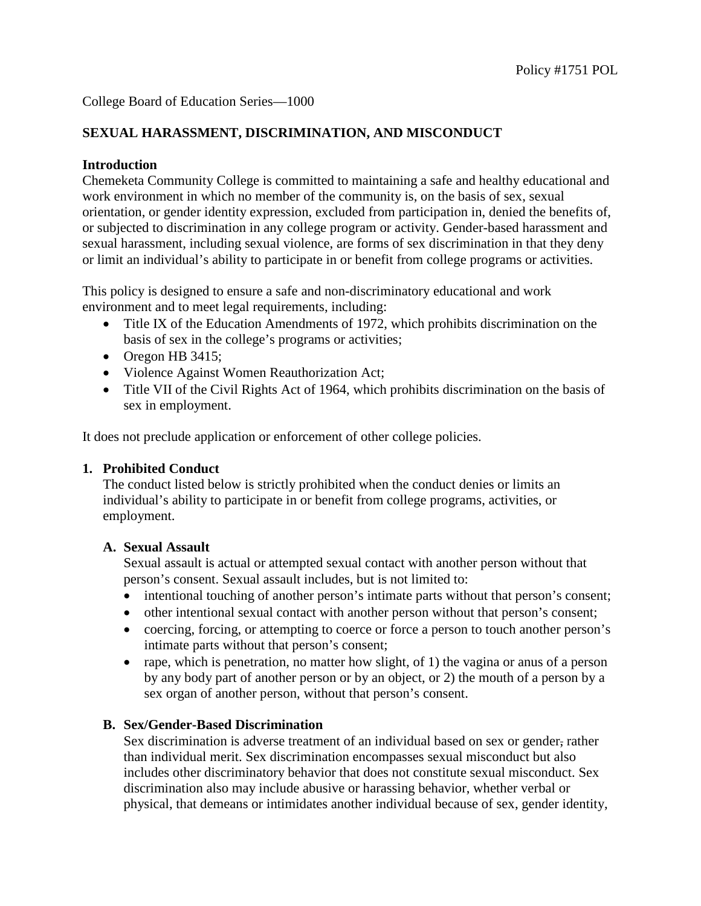Policy #1751 POL

College Board of Education Series—1000

## SEXUAL HARASSMENT, DISCRIMINATION, AND MISCONDUCT

### Introduction

Chemeketa Community College is committed to maintaining a safe and healthy educational and work environment in which no member of the community is, on the basis of sex, sexual orientation, or gender identity expression, excluded from participation in, denied the benefits of, or subjected to discrimination in any college program or activity. Gender-based harassment and sexual harassment, including sexual violence, are forms of sex discrimination in that they deny or limit an individual's ability to participate in or benefit from college programs or activities.

This policy is designed to ensure a safe and non-discriminatory educational and work environment and to meet legal requirements, including:

- Title IX of the Education Amendments of 1972, which prohibits discrimination on the basis of sex in the college's programs or activities;
- Oregon HB 3415;
- Violence Against Women Reauthorization Act;
- Title VII of the Civil Rights Act of 1964, which prohibits discrimination on the basis of sex in employment.

It does not preclude application or enforcement of other college policies.

### 1. Prohibited Conduct

The conduct listed below is strictly prohibited when the conduct denies or limits an individual's ability to participate in or benefit from college programs, activities, or employment.

#### A. Sexual Assault

Sexual assault is actual or attempted sexual contact with another person without that person's consent. Sexual assault includes, but is not limited to:

- intentional touching of another person's intimate parts without that person's consent;
- other intentional sexual contact with another person without that person's consent;
- coercing, forcing, or attempting to coerce or force a person to touch another person's intimate parts without that person's consent;
- rape, which is penetration, no matter how slight, of 1) the vagina or anus of a person by any body part of another person or by an object, or 2) the mouth of a person by a sex organ of another person, without that person's consent.

#### B. Sex/Gender-Based Discrimination

Sex discrimination is adverse treatment of an individual based on sex or gender, rather than individual merit. Sex discrimination encompasses sexual misconduct but also includes other discriminatory behavior that does not constitute sexual misconduct. Sex discrimination also may include abusive or harassing behavior, whether verbal or physical, that demeans or intimidates another individual because of sex, gender identity,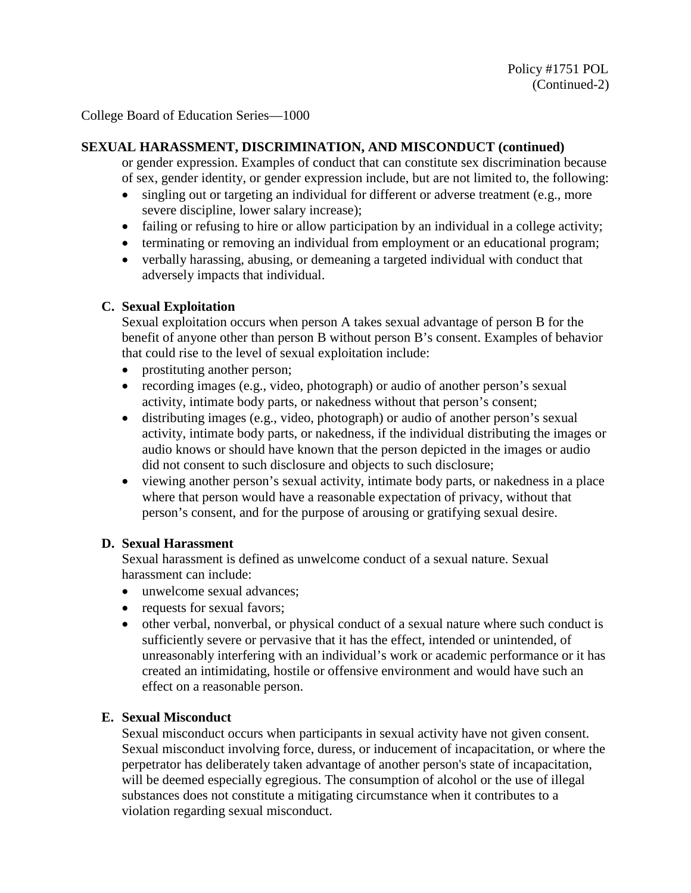College Board of Education Series—1000

**SEXUAL HARASSMENT, DISCRIMINATION, AND MISCONDUCT (continued)**

or gender expression. Examples of conduct that can constitute sex discrimination because of sex, gender identity, or gender expression include, but are not limited to, the following:

- singling out or targeting an individual for different or adverse treatment (e.g., more severe discipline, lower salary increase);
- failing or refusing to hire or allow participation by an individual in a college activity;
- terminating or removing an individual from employment or an educational program;
- verbally harassing, abusing, or demeaning a targeted individual with conduct that adversely impacts that individual.

**C. Sexual Exploitation**

Sexual exploitation occurs when person A takes sexual advantage of person B for the benefit of anyone other than person B without person B's consent. Examples of behavior that could rise to the level of sexual exploitation include:

- prostituting another person;
- recording images (e.g., video, photograph) or audio of another person's sexual activity, intimate body parts, or nakedness without that person's consent;
- distributing images (e.g., video, photograph) or audio of another person's sexual activity, intimate body parts, or nakedness, if the individual distributing the images or audio knows or should have known that the person depicted in the images or audio did not consent to such disclosure and objects to such disclosure;
- viewing another person's sexual activity, intimate body parts, or nakedness in a place where that person would have a reasonable expectation of privacy, without that person's consent, and for the purpose of arousing or gratifying sexual desire.

**D. Sexual Harassment**

Sexual harassment is defined as unwelcome conduct of a sexual nature. Sexual harassment can include:

- unwelcome sexual advances;
- requests for sexual favors;
- other verbal, nonverbal, or physical conduct of a sexual nature where such conduct is sufficiently severe or pervasive that it has the effect, intended or unintended, of unreasonably interfering with an individual's work or academic performance or it has created an intimidating, hostile or offensive environment and would have such an effect on a reasonable person.

**E. Sexual Misconduct**

Sexual misconduct occurs when participants in sexual activity have not given consent. Sexual misconduct involving force, duress, or inducement of incapacitation, or where the perpetrator has deliberately taken advantage of another person's state of incapacitation, will be deemed especially egregious. The consumption of alcohol or the use of illegal substances does not constitute a mitigating circumstance when it contributes to a violation regarding sexual misconduct.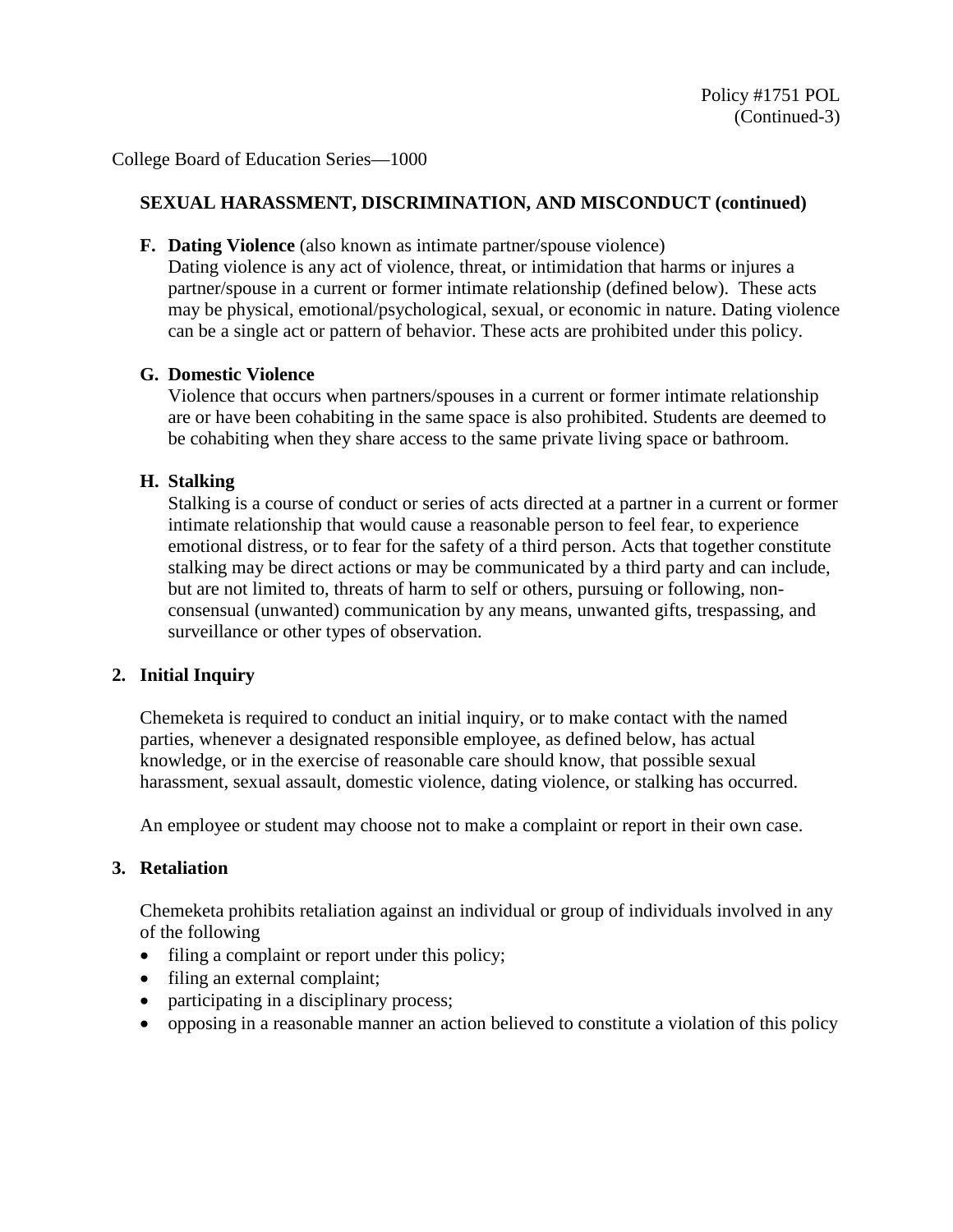College Board of Education Series—1000

**SEXUAL HARASSMENT, DISCRIMINATION, AND MISCONDUCT (continued)**

**F. Dating Violence** (also known as intimate partner/spouse violence)
Dating violence is any act of violence, threat, or intimidation that harms or injures a partner/spouse in a current or former intimate relationship (defined below). These acts may be physical, emotional/psychological, sexual, or economic in nature. Dating violence can be a single act or pattern of behavior. These acts are prohibited under this policy.

**G. Domestic Violence**
Violence that occurs when partners/spouses in a current or former intimate relationship are or have been cohabiting in the same space is also prohibited. Students are deemed to be cohabiting when they share access to the same private living space or bathroom.

**H. Stalking**
Stalking is a course of conduct or series of acts directed at a partner in a current or former intimate relationship that would cause a reasonable person to feel fear, to experience emotional distress, or to fear for the safety of a third person. Acts that together constitute stalking may be direct actions or may be communicated by a third party and can include, but are not limited to, threats of harm to self or others, pursuing or following, non-consensual (unwanted) communication by any means, unwanted gifts, trespassing, and surveillance or other types of observation.

## 2. Initial Inquiry

Chemeketa is required to conduct an initial inquiry, or to make contact with the named parties, whenever a designated responsible employee, as defined below, has actual knowledge, or in the exercise of reasonable care should know, that possible sexual harassment, sexual assault, domestic violence, dating violence, or stalking has occurred.

An employee or student may choose not to make a complaint or report in their own case.

## 3. Retaliation

Chemeketa prohibits retaliation against an individual or group of individuals involved in any of the following

- filing a complaint or report under this policy;
- filing an external complaint;
- participating in a disciplinary process;
- opposing in a reasonable manner an action believed to constitute a violation of this policy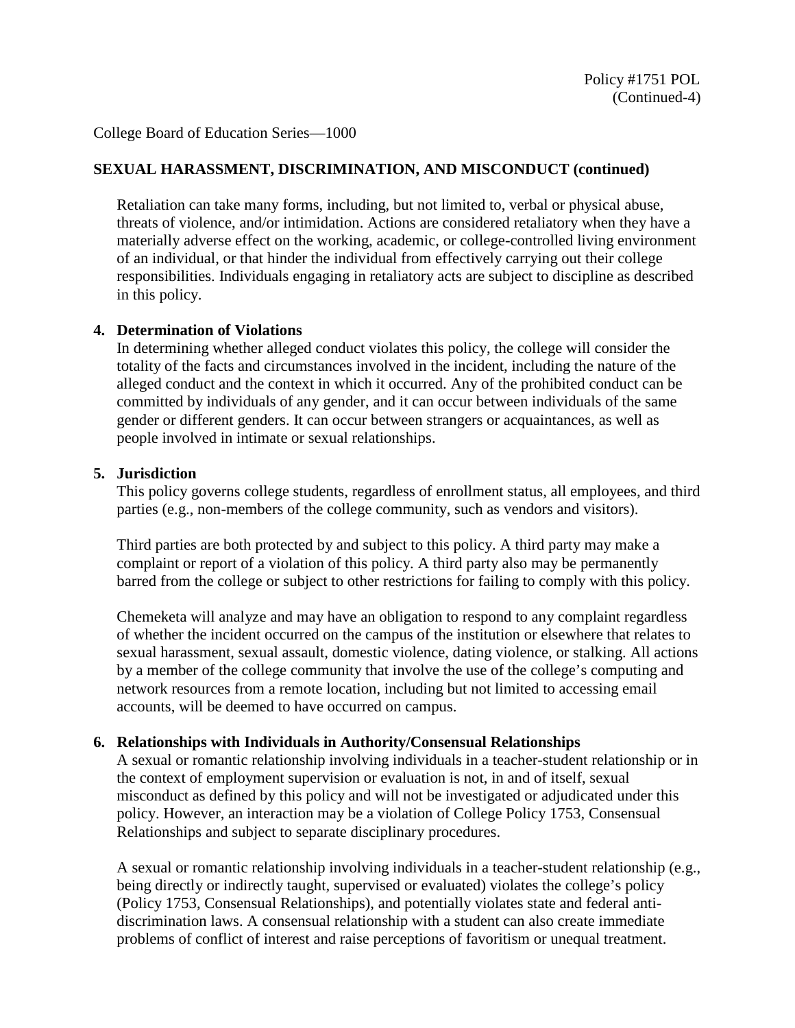College Board of Education Series—1000

**SEXUAL HARASSMENT, DISCRIMINATION, AND MISCONDUCT (continued)**

Retaliation can take many forms, including, but not limited to, verbal or physical abuse, threats of violence, and/or intimidation. Actions are considered retaliatory when they have a materially adverse effect on the working, academic, or college-controlled living environment of an individual, or that hinder the individual from effectively carrying out their college responsibilities. Individuals engaging in retaliatory acts are subject to discipline as described in this policy.

**4. Determination of Violations**

In determining whether alleged conduct violates this policy, the college will consider the totality of the facts and circumstances involved in the incident, including the nature of the alleged conduct and the context in which it occurred. Any of the prohibited conduct can be committed by individuals of any gender, and it can occur between individuals of the same gender or different genders. It can occur between strangers or acquaintances, as well as people involved in intimate or sexual relationships.

**5. Jurisdiction**

This policy governs college students, regardless of enrollment status, all employees, and third parties (e.g., non-members of the college community, such as vendors and visitors).

Third parties are both protected by and subject to this policy. A third party may make a complaint or report of a violation of this policy. A third party also may be permanently barred from the college or subject to other restrictions for failing to comply with this policy.

Chemeketa will analyze and may have an obligation to respond to any complaint regardless of whether the incident occurred on the campus of the institution or elsewhere that relates to sexual harassment, sexual assault, domestic violence, dating violence, or stalking. All actions by a member of the college community that involve the use of the college's computing and network resources from a remote location, including but not limited to accessing email accounts, will be deemed to have occurred on campus.

**6. Relationships with Individuals in Authority/Consensual Relationships**

A sexual or romantic relationship involving individuals in a teacher-student relationship or in the context of employment supervision or evaluation is not, in and of itself, sexual misconduct as defined by this policy and will not be investigated or adjudicated under this policy. However, an interaction may be a violation of College Policy 1753, Consensual Relationships and subject to separate disciplinary procedures.

A sexual or romantic relationship involving individuals in a teacher-student relationship (e.g., being directly or indirectly taught, supervised or evaluated) violates the college's policy (Policy 1753, Consensual Relationships), and potentially violates state and federal anti-discrimination laws. A consensual relationship with a student can also create immediate problems of conflict of interest and raise perceptions of favoritism or unequal treatment.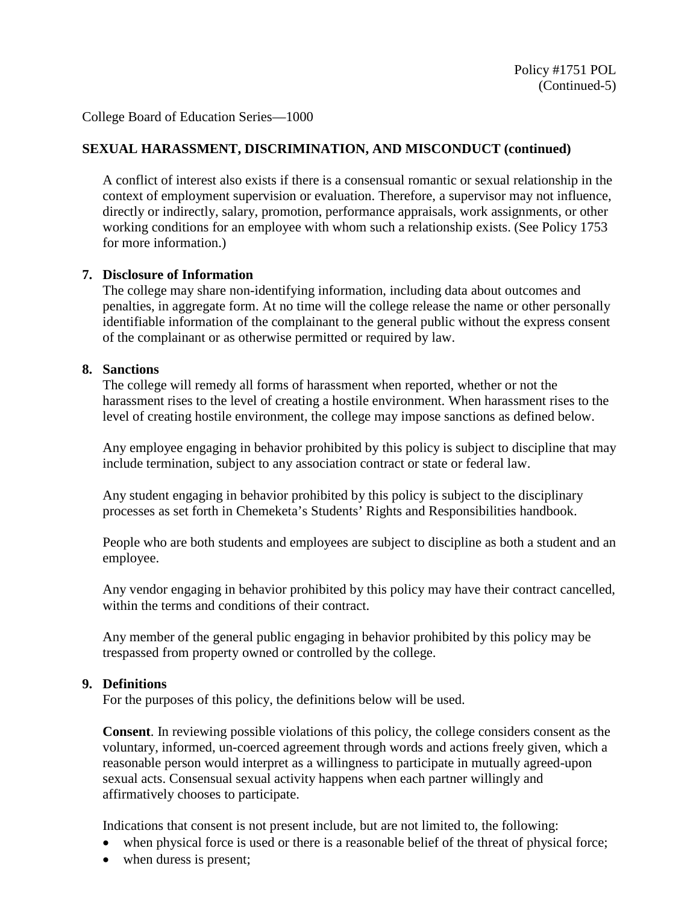College Board of Education Series—1000

**SEXUAL HARASSMENT, DISCRIMINATION, AND MISCONDUCT (continued)**

A conflict of interest also exists if there is a consensual romantic or sexual relationship in the context of employment supervision or evaluation. Therefore, a supervisor may not influence, directly or indirectly, salary, promotion, performance appraisals, work assignments, or other working conditions for an employee with whom such a relationship exists. (See Policy 1753 for more information.)

**7. Disclosure of Information**

The college may share non-identifying information, including data about outcomes and penalties, in aggregate form. At no time will the college release the name or other personally identifiable information of the complainant to the general public without the express consent of the complainant or as otherwise permitted or required by law.

**8. Sanctions**

The college will remedy all forms of harassment when reported, whether or not the harassment rises to the level of creating a hostile environment. When harassment rises to the level of creating hostile environment, the college may impose sanctions as defined below.

Any employee engaging in behavior prohibited by this policy is subject to discipline that may include termination, subject to any association contract or state or federal law.

Any student engaging in behavior prohibited by this policy is subject to the disciplinary processes as set forth in Chemeketa's Students' Rights and Responsibilities handbook.

People who are both students and employees are subject to discipline as both a student and an employee.

Any vendor engaging in behavior prohibited by this policy may have their contract cancelled, within the terms and conditions of their contract.

Any member of the general public engaging in behavior prohibited by this policy may be trespassed from property owned or controlled by the college.

**9. Definitions**

For the purposes of this policy, the definitions below will be used.

**Consent**. In reviewing possible violations of this policy, the college considers consent as the voluntary, informed, un-coerced agreement through words and actions freely given, which a reasonable person would interpret as a willingness to participate in mutually agreed-upon sexual acts. Consensual sexual activity happens when each partner willingly and affirmatively chooses to participate.

Indications that consent is not present include, but are not limited to, the following:

- when physical force is used or there is a reasonable belief of the threat of physical force;
- when duress is present;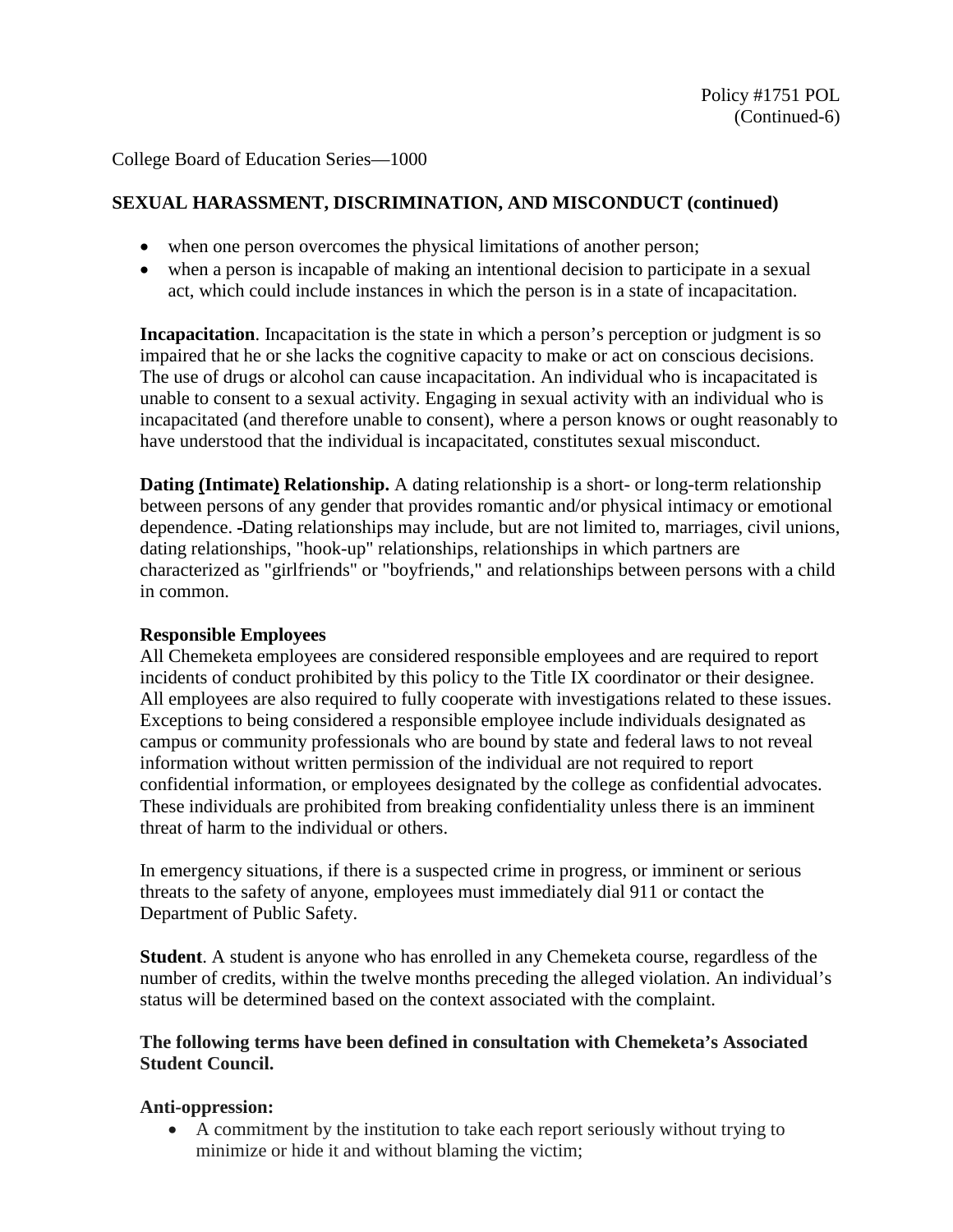College Board of Education Series—1000

**SEXUAL HARASSMENT, DISCRIMINATION, AND MISCONDUCT (continued)**

- when one person overcomes the physical limitations of another person;
- when a person is incapable of making an intentional decision to participate in a sexual act, which could include instances in which the person is in a state of incapacitation.

**Incapacitation**. Incapacitation is the state in which a person's perception or judgment is so impaired that he or she lacks the cognitive capacity to make or act on conscious decisions. The use of drugs or alcohol can cause incapacitation. An individual who is incapacitated is unable to consent to a sexual activity. Engaging in sexual activity with an individual who is incapacitated (and therefore unable to consent), where a person knows or ought reasonably to have understood that the individual is incapacitated, constitutes sexual misconduct.

**Dating (Intimate) Relationship.** A dating relationship is a short- or long-term relationship between persons of any gender that provides romantic and/or physical intimacy or emotional dependence. Dating relationships may include, but are not limited to, marriages, civil unions, dating relationships, "hook-up" relationships, relationships in which partners are characterized as "girlfriends" or "boyfriends," and relationships between persons with a child in common.

**Responsible Employees**

All Chemeketa employees are considered responsible employees and are required to report incidents of conduct prohibited by this policy to the Title IX coordinator or their designee. All employees are also required to fully cooperate with investigations related to these issues. Exceptions to being considered a responsible employee include individuals designated as campus or community professionals who are bound by state and federal laws to not reveal information without written permission of the individual are not required to report confidential information, or employees designated by the college as confidential advocates. These individuals are prohibited from breaking confidentiality unless there is an imminent threat of harm to the individual or others.

In emergency situations, if there is a suspected crime in progress, or imminent or serious threats to the safety of anyone, employees must immediately dial 911 or contact the Department of Public Safety.

**Student**. A student is anyone who has enrolled in any Chemeketa course, regardless of the number of credits, within the twelve months preceding the alleged violation. An individual's status will be determined based on the context associated with the complaint.

**The following terms have been defined in consultation with Chemeketa's Associated Student Council.**

**Anti-oppression:**

- A commitment by the institution to take each report seriously without trying to minimize or hide it and without blaming the victim;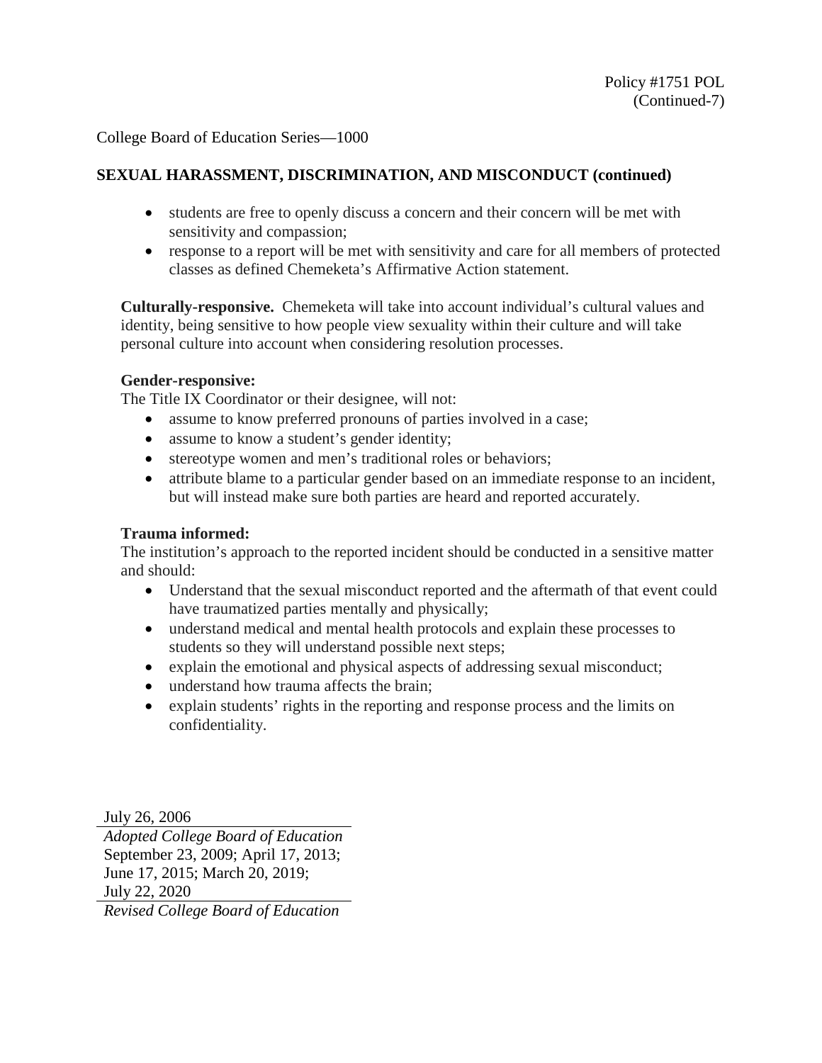College Board of Education Series—1000

**SEXUAL HARASSMENT, DISCRIMINATION, AND MISCONDUCT (continued)**

- students are free to openly discuss a concern and their concern will be met with sensitivity and compassion;
- response to a report will be met with sensitivity and care for all members of protected classes as defined Chemeketa's Affirmative Action statement.

**Culturally-responsive.** Chemeketa will take into account individual's cultural values and identity, being sensitive to how people view sexuality within their culture and will take personal culture into account when considering resolution processes.

**Gender-responsive:**
The Title IX Coordinator or their designee, will not:

- assume to know preferred pronouns of parties involved in a case;
- assume to know a student's gender identity;
- stereotype women and men's traditional roles or behaviors;
- attribute blame to a particular gender based on an immediate response to an incident, but will instead make sure both parties are heard and reported accurately.

**Trauma informed:**
The institution's approach to the reported incident should be conducted in a sensitive matter and should:

- Understand that the sexual misconduct reported and the aftermath of that event could have traumatized parties mentally and physically;
- understand medical and mental health protocols and explain these processes to students so they will understand possible next steps;
- explain the emotional and physical aspects of addressing sexual misconduct;
- understand how trauma affects the brain;
- explain students' rights in the reporting and response process and the limits on confidentiality.

July 26, 2006

*Adopted College Board of Education*

September 23, 2009; April 17, 2013; June 17, 2015; March 20, 2019; July 22, 2020

*Revised College Board of Education*